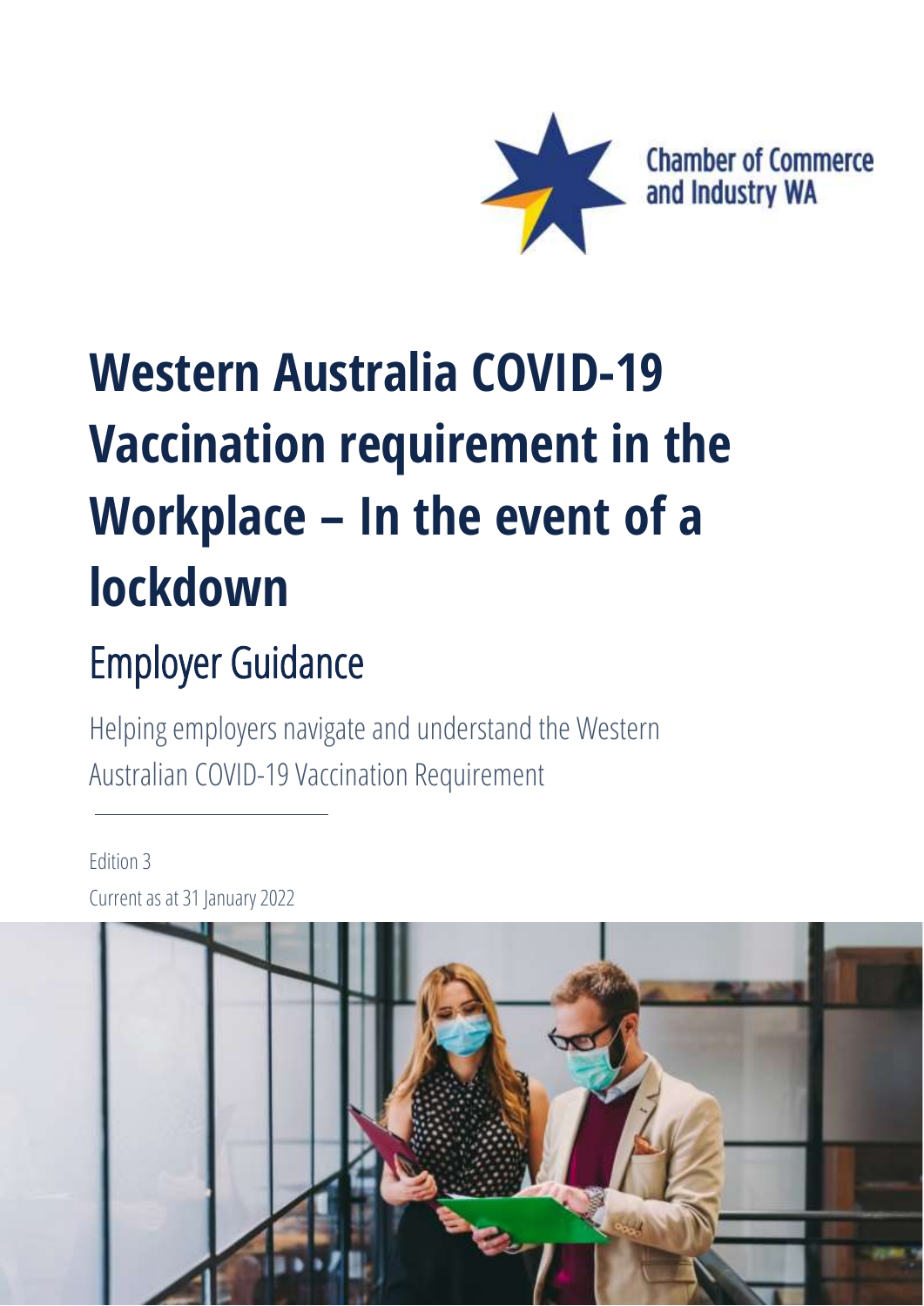Chamber of Commerce and Industry WA

# Western Australia COVID-19 Vaccination requirement in the Workplace – In the event of a lockdown

## Employer Guidance

Helping employers navigate and understand the Western Australian COVID-19 Vaccination Requirement

Edition 3

Current as at 31 January 2022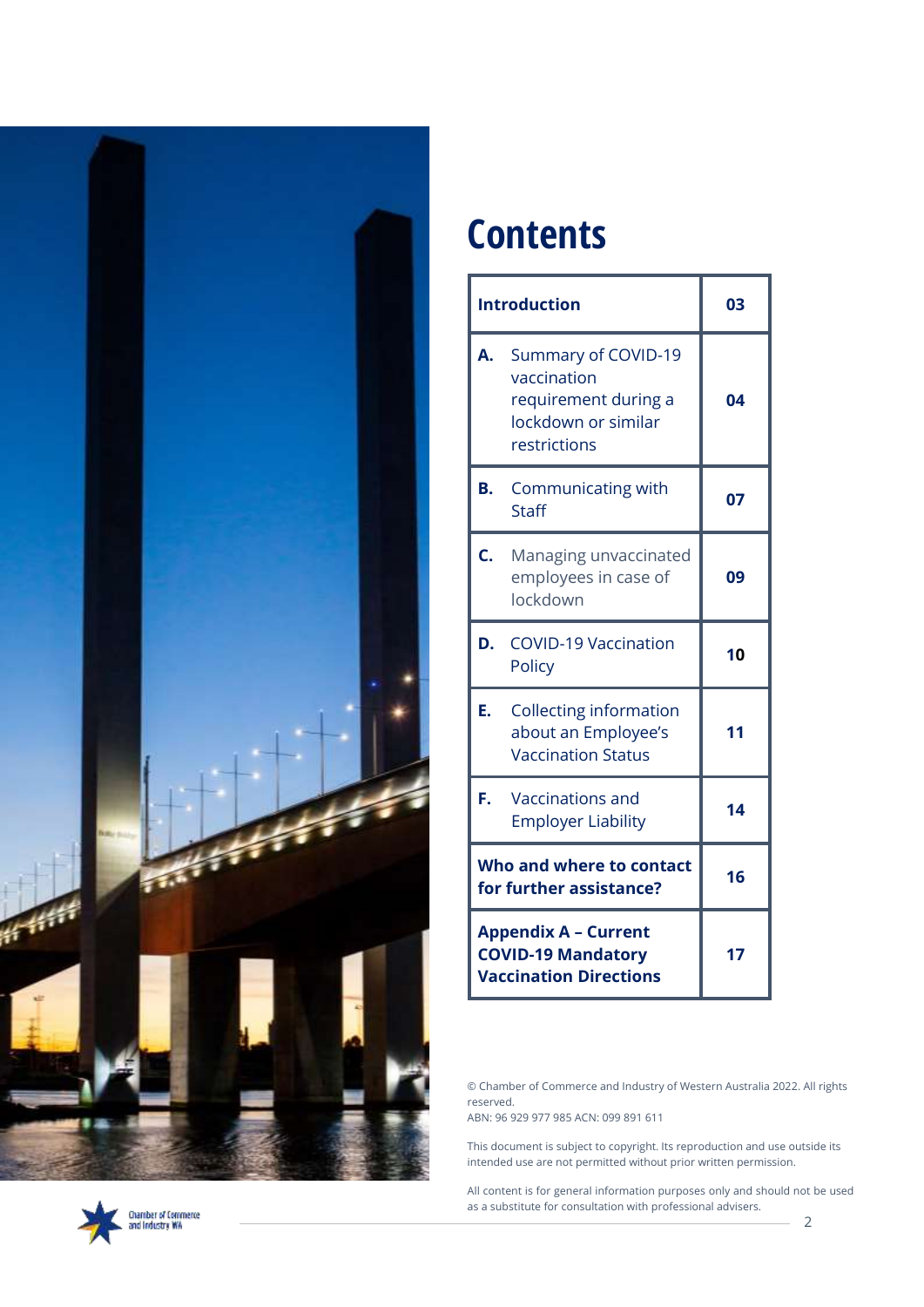# Contents

| | |
|---|---|
| **Introduction** | **03** |
| **A.** Summary of COVID-19 vaccination requirement during a lockdown or similar restrictions | **04** |
| **B.** Communicating with Staff | **07** |
| **C.** Managing unvaccinated employees in case of lockdown | **09** |
| **D.** COVID-19 Vaccination Policy | **10** |
| **E.** Collecting information about an Employee's Vaccination Status | **11** |
| **F.** Vaccinations and Employer Liability | **14** |
| **Who and where to contact for further assistance?** | **16** |
| **Appendix A – Current COVID-19 Mandatory Vaccination Directions** | **17** |

© Chamber of Commerce and Industry of Western Australia 2022. All rights reserved.
ABN: 96 929 977 985 ACN: 099 891 611

This document is subject to copyright. Its reproduction and use outside its intended use are not permitted without prior written permission.

All content is for general information purposes only and should not be used as a substitute for consultation with professional advisers.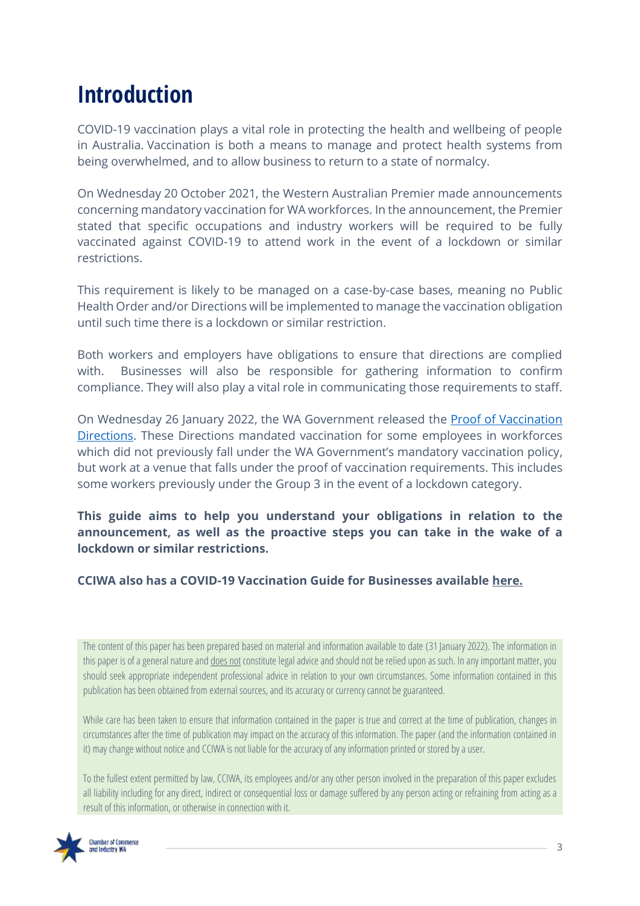# Introduction

COVID-19 vaccination plays a vital role in protecting the health and wellbeing of people in Australia. Vaccination is both a means to manage and protect health systems from being overwhelmed, and to allow business to return to a state of normalcy.

On Wednesday 20 October 2021, the Western Australian Premier made announcements concerning mandatory vaccination for WA workforces. In the announcement, the Premier stated that specific occupations and industry workers will be required to be fully vaccinated against COVID-19 to attend work in the event of a lockdown or similar restrictions.

This requirement is likely to be managed on a case-by-case bases, meaning no Public Health Order and/or Directions will be implemented to manage the vaccination obligation until such time there is a lockdown or similar restriction.

Both workers and employers have obligations to ensure that directions are complied with. Businesses will also be responsible for gathering information to confirm compliance. They will also play a vital role in communicating those requirements to staff.

On Wednesday 26 January 2022, the WA Government released the Proof of Vaccination Directions. These Directions mandated vaccination for some employees in workforces which did not previously fall under the WA Government's mandatory vaccination policy, but work at a venue that falls under the proof of vaccination requirements. This includes some workers previously under the Group 3 in the event of a lockdown category.

**This guide aims to help you understand your obligations in relation to the announcement, as well as the proactive steps you can take in the wake of a lockdown or similar restrictions.**

**CCIWA also has a COVID-19 Vaccination Guide for Businesses available here.**

The content of this paper has been prepared based on material and information available to date (31 January 2022). The information in this paper is of a general nature and does not constitute legal advice and should not be relied upon as such. In any important matter, you should seek appropriate independent professional advice in relation to your own circumstances. Some information contained in this publication has been obtained from external sources, and its accuracy or currency cannot be guaranteed.

While care has been taken to ensure that information contained in the paper is true and correct at the time of publication, changes in circumstances after the time of publication may impact on the accuracy of this information. The paper (and the information contained in it) may change without notice and CCIWA is not liable for the accuracy of any information printed or stored by a user.

To the fullest extent permitted by law, CCIWA, its employees and/or any other person involved in the preparation of this paper excludes all liability including for any direct, indirect or consequential loss or damage suffered by any person acting or refraining from acting as a result of this information, or otherwise in connection with it.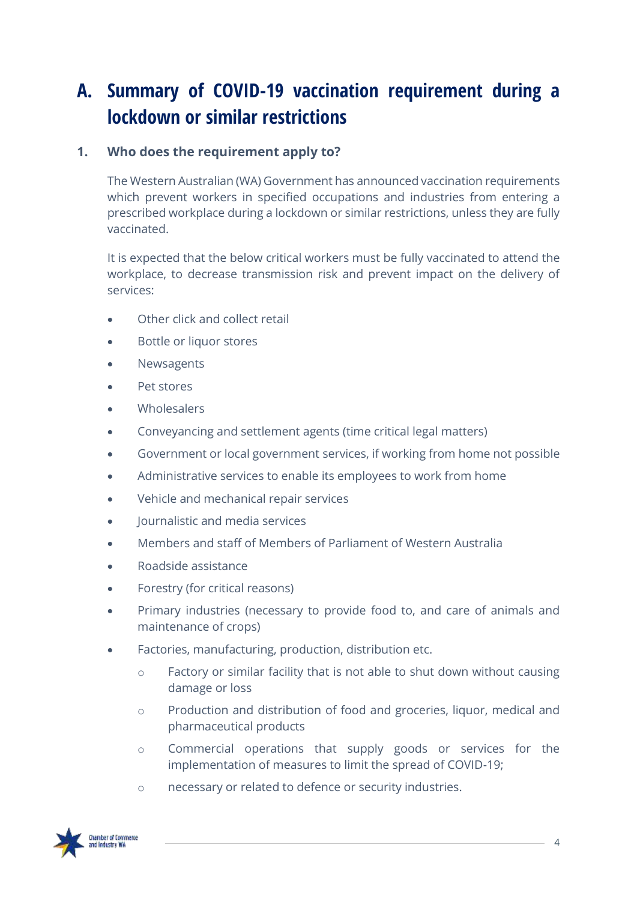# A. Summary of COVID-19 vaccination requirement during a lockdown or similar restrictions

## 1. Who does the requirement apply to?

The Western Australian (WA) Government has announced vaccination requirements which prevent workers in specified occupations and industries from entering a prescribed workplace during a lockdown or similar restrictions, unless they are fully vaccinated.

It is expected that the below critical workers must be fully vaccinated to attend the workplace, to decrease transmission risk and prevent impact on the delivery of services:

- Other click and collect retail
- Bottle or liquor stores
- Newsagents
- Pet stores
- Wholesalers
- Conveyancing and settlement agents (time critical legal matters)
- Government or local government services, if working from home not possible
- Administrative services to enable its employees to work from home
- Vehicle and mechanical repair services
- Journalistic and media services
- Members and staff of Members of Parliament of Western Australia
- Roadside assistance
- Forestry (for critical reasons)
- Primary industries (necessary to provide food to, and care of animals and maintenance of crops)
- Factories, manufacturing, production, distribution etc.
  - Factory or similar facility that is not able to shut down without causing damage or loss
  - Production and distribution of food and groceries, liquor, medical and pharmaceutical products
  - Commercial operations that supply goods or services for the implementation of measures to limit the spread of COVID-19;
  - necessary or related to defence or security industries.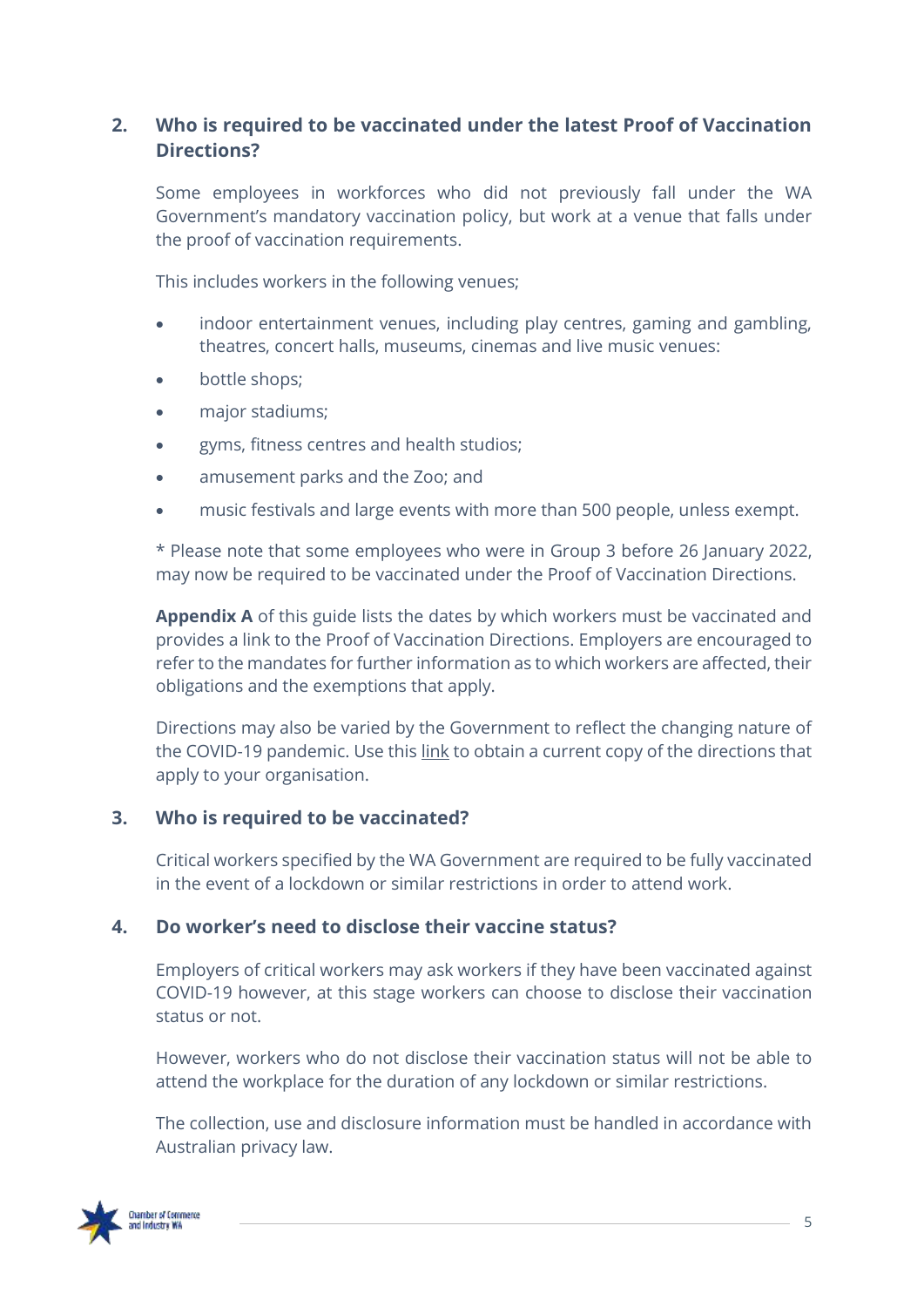## 2. Who is required to be vaccinated under the latest Proof of Vaccination Directions?

Some employees in workforces who did not previously fall under the WA Government's mandatory vaccination policy, but work at a venue that falls under the proof of vaccination requirements.

This includes workers in the following venues;

- indoor entertainment venues, including play centres, gaming and gambling, theatres, concert halls, museums, cinemas and live music venues:
- bottle shops;
- major stadiums;
- gyms, fitness centres and health studios;
- amusement parks and the Zoo; and
- music festivals and large events with more than 500 people, unless exempt.

* Please note that some employees who were in Group 3 before 26 January 2022, may now be required to be vaccinated under the Proof of Vaccination Directions.

**Appendix A** of this guide lists the dates by which workers must be vaccinated and provides a link to the Proof of Vaccination Directions. Employers are encouraged to refer to the mandates for further information as to which workers are affected, their obligations and the exemptions that apply.

Directions may also be varied by the Government to reflect the changing nature of the COVID-19 pandemic. Use this link to obtain a current copy of the directions that apply to your organisation.

## 3. Who is required to be vaccinated?

Critical workers specified by the WA Government are required to be fully vaccinated in the event of a lockdown or similar restrictions in order to attend work.

## 4. Do worker's need to disclose their vaccine status?

Employers of critical workers may ask workers if they have been vaccinated against COVID-19 however, at this stage workers can choose to disclose their vaccination status or not.

However, workers who do not disclose their vaccination status will not be able to attend the workplace for the duration of any lockdown or similar restrictions.

The collection, use and disclosure information must be handled in accordance with Australian privacy law.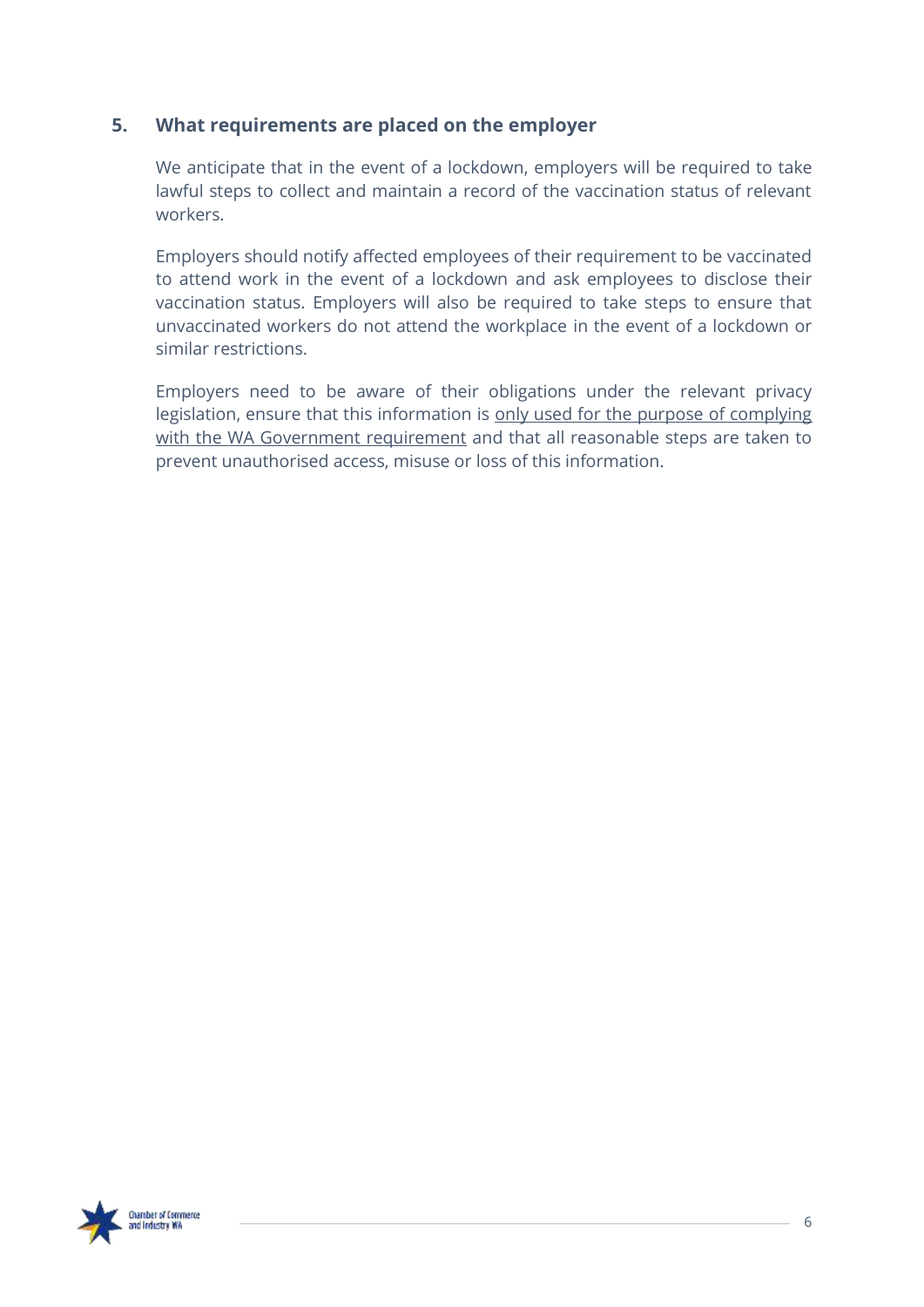## 5. What requirements are placed on the employer

We anticipate that in the event of a lockdown, employers will be required to take lawful steps to collect and maintain a record of the vaccination status of relevant workers.

Employers should notify affected employees of their requirement to be vaccinated to attend work in the event of a lockdown and ask employees to disclose their vaccination status. Employers will also be required to take steps to ensure that unvaccinated workers do not attend the workplace in the event of a lockdown or similar restrictions.

Employers need to be aware of their obligations under the relevant privacy legislation, ensure that this information is <u>only used for the purpose of complying with the WA Government requirement</u> and that all reasonable steps are taken to prevent unauthorised access, misuse or loss of this information.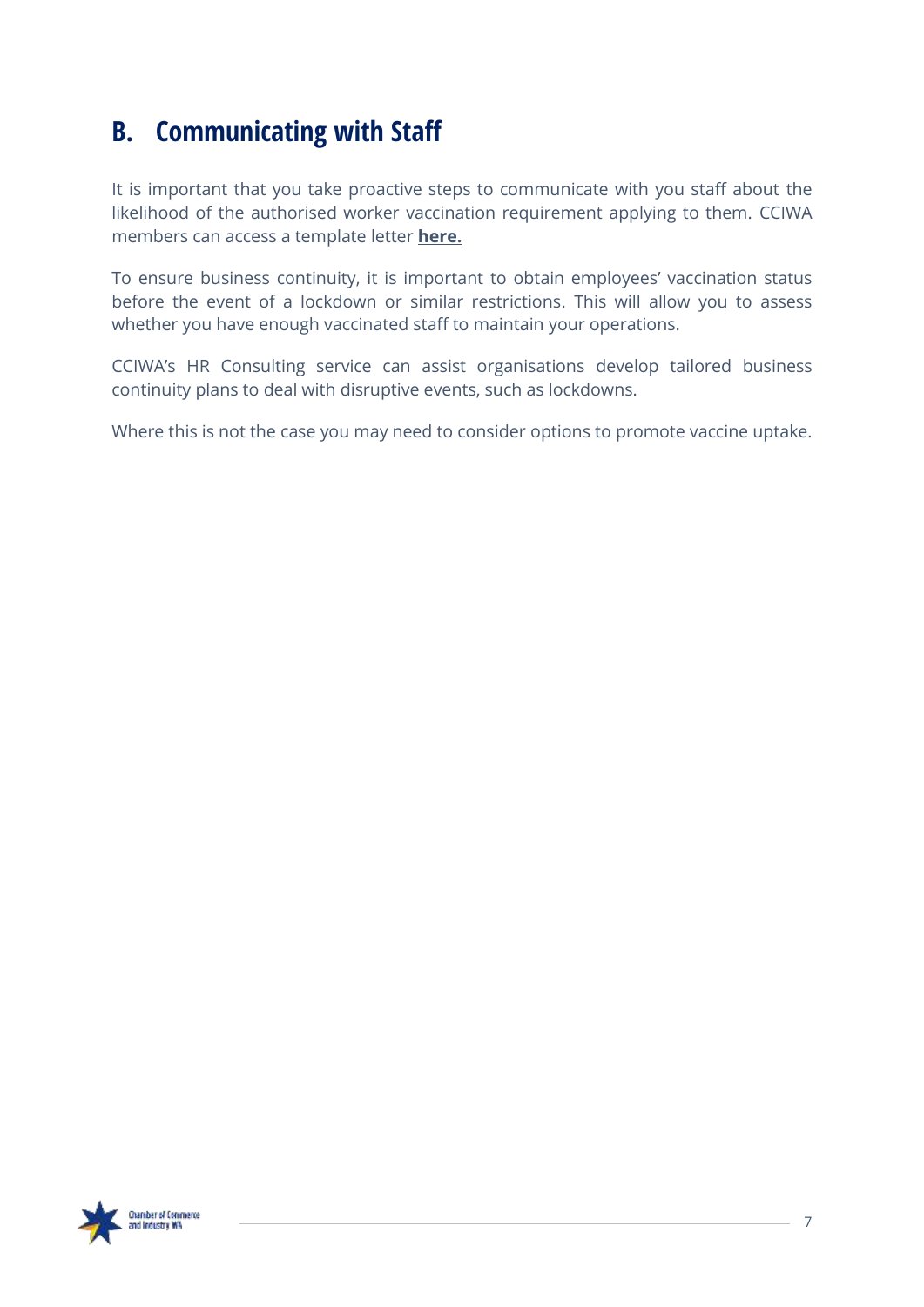## B. Communicating with Staff

It is important that you take proactive steps to communicate with you staff about the likelihood of the authorised worker vaccination requirement applying to them. CCIWA members can access a template letter **here.**

To ensure business continuity, it is important to obtain employees' vaccination status before the event of a lockdown or similar restrictions. This will allow you to assess whether you have enough vaccinated staff to maintain your operations.

CCIWA's HR Consulting service can assist organisations develop tailored business continuity plans to deal with disruptive events, such as lockdowns.

Where this is not the case you may need to consider options to promote vaccine uptake.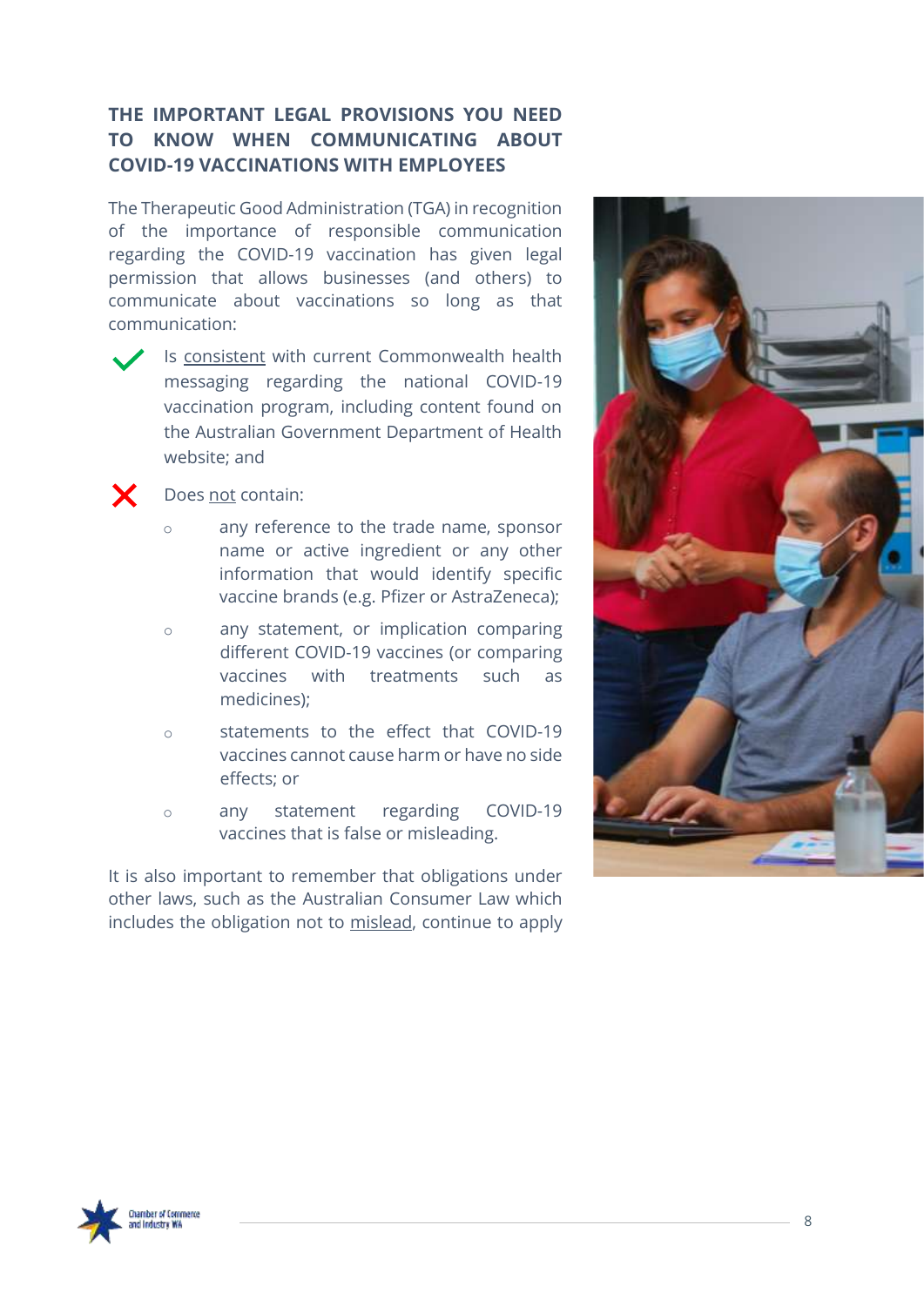## THE IMPORTANT LEGAL PROVISIONS YOU NEED TO KNOW WHEN COMMUNICATING ABOUT COVID-19 VACCINATIONS WITH EMPLOYEES

The Therapeutic Good Administration (TGA) in recognition of the importance of responsible communication regarding the COVID-19 vaccination has given legal permission that allows businesses (and others) to communicate about vaccinations so long as that communication:

- ✔ Is consistent with current Commonwealth health messaging regarding the national COVID-19 vaccination program, including content found on the Australian Government Department of Health website; and
- ✘ Does not contain:
  - any reference to the trade name, sponsor name or active ingredient or any other information that would identify specific vaccine brands (e.g. Pfizer or AstraZeneca);
  - any statement, or implication comparing different COVID-19 vaccines (or comparing vaccines with treatments such as medicines);
  - statements to the effect that COVID-19 vaccines cannot cause harm or have no side effects; or
  - any statement regarding COVID-19 vaccines that is false or misleading.

It is also important to remember that obligations under other laws, such as the Australian Consumer Law which includes the obligation not to mislead, continue to apply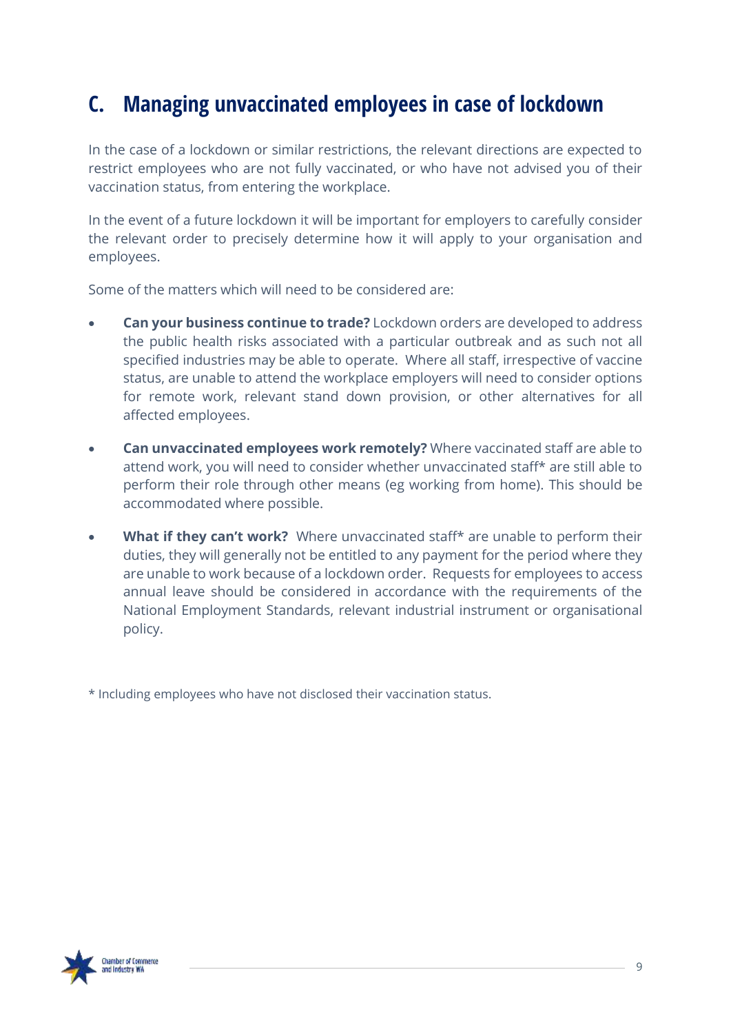## C. Managing unvaccinated employees in case of lockdown

In the case of a lockdown or similar restrictions, the relevant directions are expected to restrict employees who are not fully vaccinated, or who have not advised you of their vaccination status, from entering the workplace.

In the event of a future lockdown it will be important for employers to carefully consider the relevant order to precisely determine how it will apply to your organisation and employees.

Some of the matters which will need to be considered are:

- **Can your business continue to trade?** Lockdown orders are developed to address the public health risks associated with a particular outbreak and as such not all specified industries may be able to operate. Where all staff, irrespective of vaccine status, are unable to attend the workplace employers will need to consider options for remote work, relevant stand down provision, or other alternatives for all affected employees.

- **Can unvaccinated employees work remotely?** Where vaccinated staff are able to attend work, you will need to consider whether unvaccinated staff* are still able to perform their role through other means (eg working from home). This should be accommodated where possible.

- **What if they can't work?** Where unvaccinated staff* are unable to perform their duties, they will generally not be entitled to any payment for the period where they are unable to work because of a lockdown order. Requests for employees to access annual leave should be considered in accordance with the requirements of the National Employment Standards, relevant industrial instrument or organisational policy.

* Including employees who have not disclosed their vaccination status.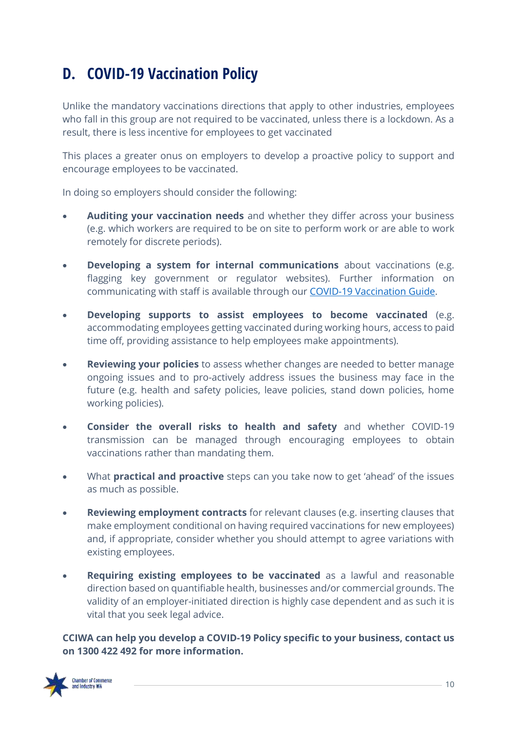## D. COVID-19 Vaccination Policy

Unlike the mandatory vaccinations directions that apply to other industries, employees who fall in this group are not required to be vaccinated, unless there is a lockdown. As a result, there is less incentive for employees to get vaccinated

This places a greater onus on employers to develop a proactive policy to support and encourage employees to be vaccinated.

In doing so employers should consider the following:

- **Auditing your vaccination needs** and whether they differ across your business (e.g. which workers are required to be on site to perform work or are able to work remotely for discrete periods).
- **Developing a system for internal communications** about vaccinations (e.g. flagging key government or regulator websites). Further information on communicating with staff is available through our COVID-19 Vaccination Guide.
- **Developing supports to assist employees to become vaccinated** (e.g. accommodating employees getting vaccinated during working hours, access to paid time off, providing assistance to help employees make appointments).
- **Reviewing your policies** to assess whether changes are needed to better manage ongoing issues and to pro-actively address issues the business may face in the future (e.g. health and safety policies, leave policies, stand down policies, home working policies).
- **Consider the overall risks to health and safety** and whether COVID-19 transmission can be managed through encouraging employees to obtain vaccinations rather than mandating them.
- What **practical and proactive** steps can you take now to get 'ahead' of the issues as much as possible.
- **Reviewing employment contracts** for relevant clauses (e.g. inserting clauses that make employment conditional on having required vaccinations for new employees) and, if appropriate, consider whether you should attempt to agree variations with existing employees.
- **Requiring existing employees to be vaccinated** as a lawful and reasonable direction based on quantifiable health, businesses and/or commercial grounds. The validity of an employer-initiated direction is highly case dependent and as such it is vital that you seek legal advice.

**CCIWA can help you develop a COVID-19 Policy specific to your business, contact us on 1300 422 492 for more information.**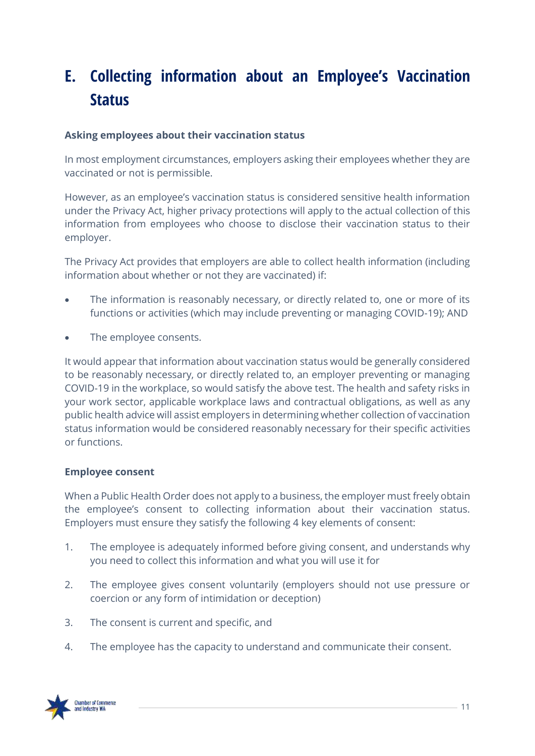# E. Collecting information about an Employee's Vaccination Status

**Asking employees about their vaccination status**

In most employment circumstances, employers asking their employees whether they are vaccinated or not is permissible.

However, as an employee's vaccination status is considered sensitive health information under the Privacy Act, higher privacy protections will apply to the actual collection of this information from employees who choose to disclose their vaccination status to their employer.

The Privacy Act provides that employers are able to collect health information (including information about whether or not they are vaccinated) if:

- The information is reasonably necessary, or directly related to, one or more of its functions or activities (which may include preventing or managing COVID-19); AND
- The employee consents.

It would appear that information about vaccination status would be generally considered to be reasonably necessary, or directly related to, an employer preventing or managing COVID-19 in the workplace, so would satisfy the above test. The health and safety risks in your work sector, applicable workplace laws and contractual obligations, as well as any public health advice will assist employers in determining whether collection of vaccination status information would be considered reasonably necessary for their specific activities or functions.

**Employee consent**

When a Public Health Order does not apply to a business, the employer must freely obtain the employee's consent to collecting information about their vaccination status. Employers must ensure they satisfy the following 4 key elements of consent:

1. The employee is adequately informed before giving consent, and understands why you need to collect this information and what you will use it for
2. The employee gives consent voluntarily (employers should not use pressure or coercion or any form of intimidation or deception)
3. The consent is current and specific, and
4. The employee has the capacity to understand and communicate their consent.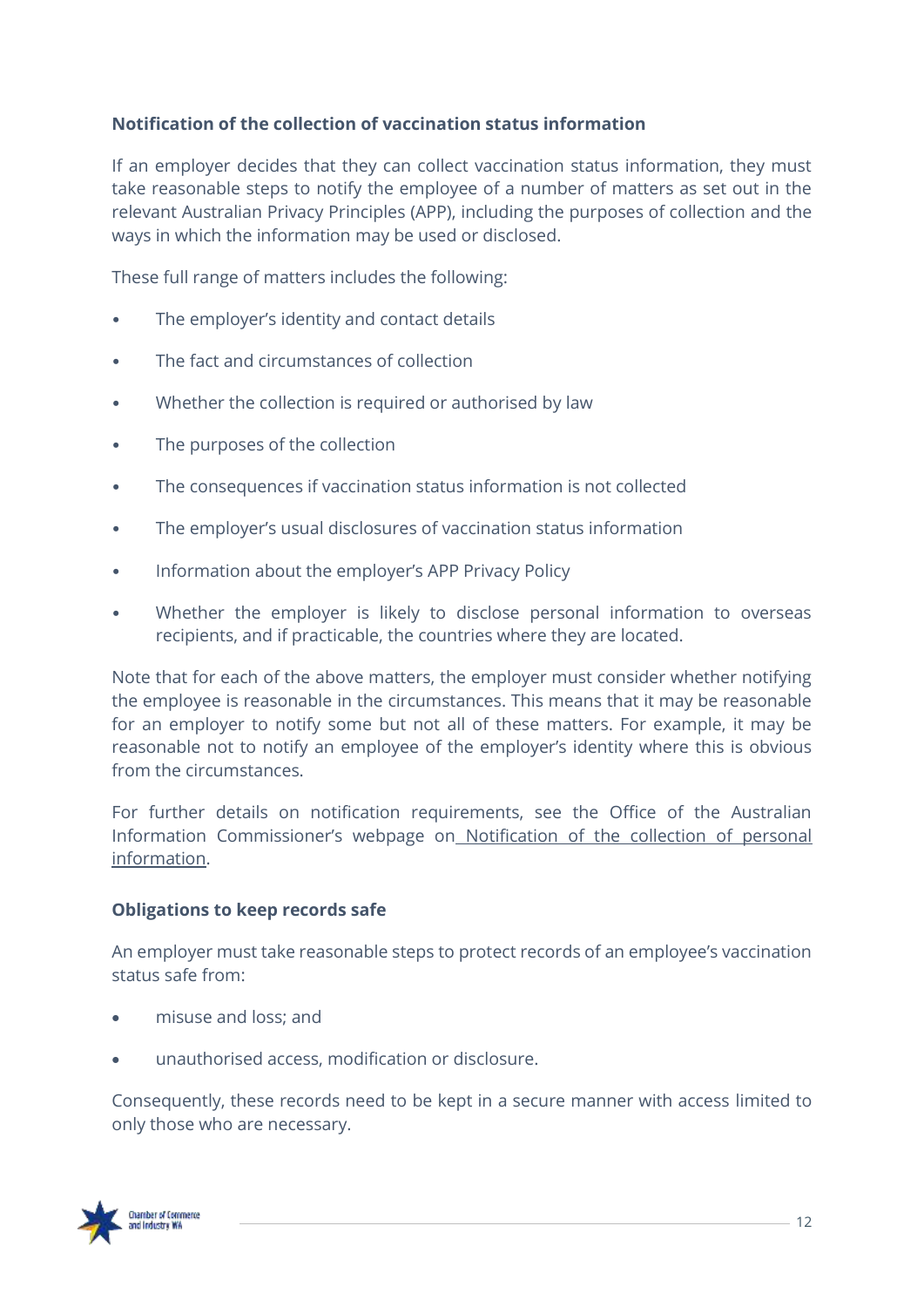**Notification of the collection of vaccination status information**

If an employer decides that they can collect vaccination status information, they must take reasonable steps to notify the employee of a number of matters as set out in the relevant Australian Privacy Principles (APP), including the purposes of collection and the ways in which the information may be used or disclosed.

These full range of matters includes the following:

- The employer's identity and contact details
- The fact and circumstances of collection
- Whether the collection is required or authorised by law
- The purposes of the collection
- The consequences if vaccination status information is not collected
- The employer's usual disclosures of vaccination status information
- Information about the employer's APP Privacy Policy
- Whether the employer is likely to disclose personal information to overseas recipients, and if practicable, the countries where they are located.

Note that for each of the above matters, the employer must consider whether notifying the employee is reasonable in the circumstances. This means that it may be reasonable for an employer to notify some but not all of these matters. For example, it may be reasonable not to notify an employee of the employer's identity where this is obvious from the circumstances.

For further details on notification requirements, see the Office of the Australian Information Commissioner's webpage on Notification of the collection of personal information.

**Obligations to keep records safe**

An employer must take reasonable steps to protect records of an employee's vaccination status safe from:

- misuse and loss; and
- unauthorised access, modification or disclosure.

Consequently, these records need to be kept in a secure manner with access limited to only those who are necessary.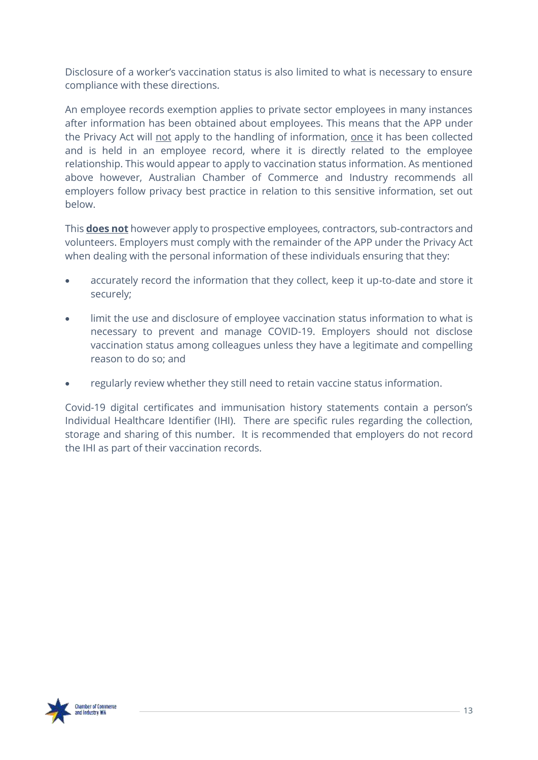Disclosure of a worker's vaccination status is also limited to what is necessary to ensure compliance with these directions.

An employee records exemption applies to private sector employees in many instances after information has been obtained about employees. This means that the APP under the Privacy Act will <u>not</u> apply to the handling of information, <u>once</u> it has been collected and is held in an employee record, where it is directly related to the employee relationship. This would appear to apply to vaccination status information. As mentioned above however, Australian Chamber of Commerce and Industry recommends all employers follow privacy best practice in relation to this sensitive information, set out below.

This <u>**does not**</u> however apply to prospective employees, contractors, sub-contractors and volunteers. Employers must comply with the remainder of the APP under the Privacy Act when dealing with the personal information of these individuals ensuring that they:

- accurately record the information that they collect, keep it up-to-date and store it securely;
- limit the use and disclosure of employee vaccination status information to what is necessary to prevent and manage COVID-19. Employers should not disclose vaccination status among colleagues unless they have a legitimate and compelling reason to do so; and
- regularly review whether they still need to retain vaccine status information.

Covid-19 digital certificates and immunisation history statements contain a person's Individual Healthcare Identifier (IHI). There are specific rules regarding the collection, storage and sharing of this number. It is recommended that employers do not record the IHI as part of their vaccination records.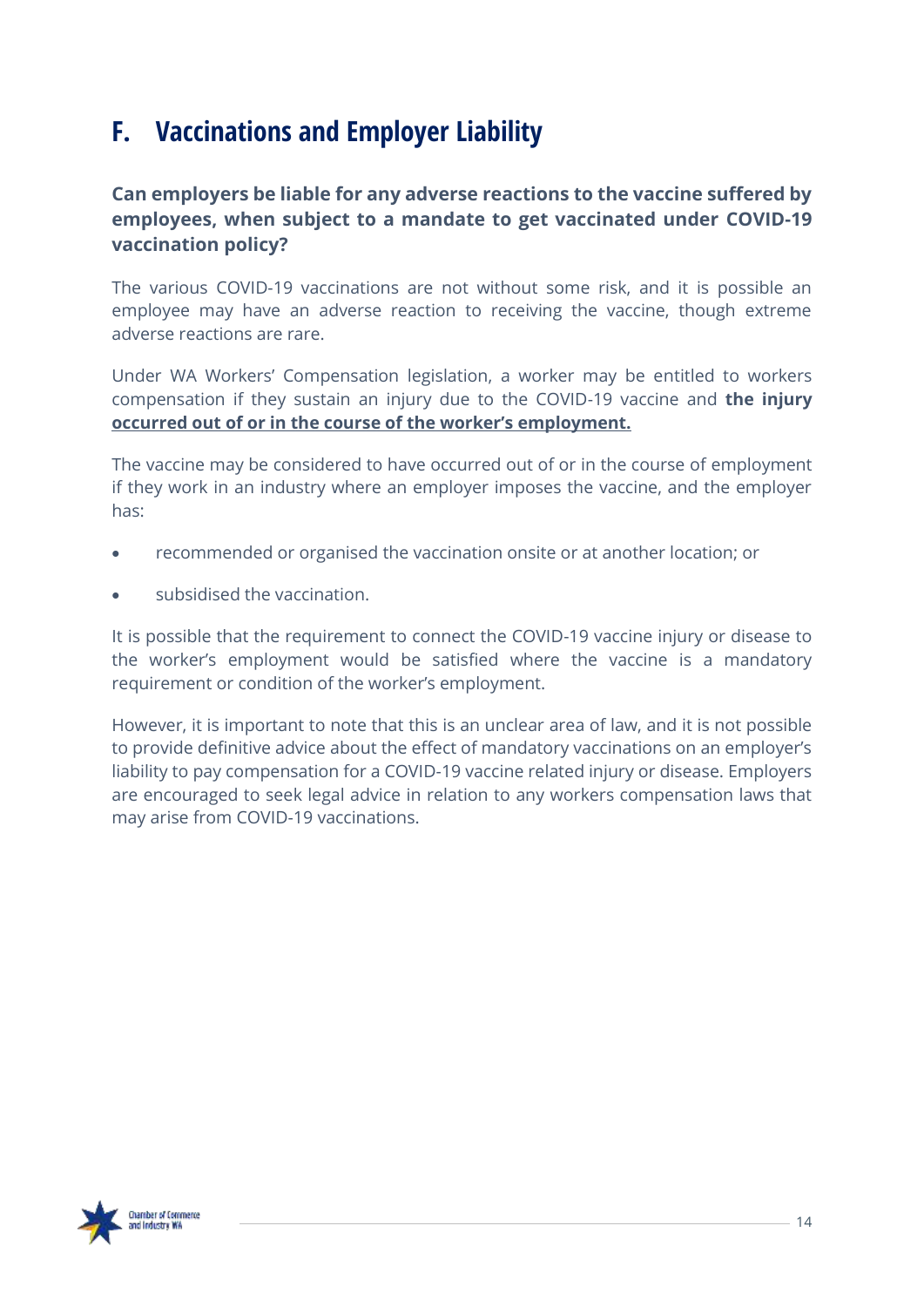# F. Vaccinations and Employer Liability

**Can employers be liable for any adverse reactions to the vaccine suffered by employees, when subject to a mandate to get vaccinated under COVID-19 vaccination policy?**

The various COVID-19 vaccinations are not without some risk, and it is possible an employee may have an adverse reaction to receiving the vaccine, though extreme adverse reactions are rare.

Under WA Workers' Compensation legislation, a worker may be entitled to workers compensation if they sustain an injury due to the COVID-19 vaccine and **the injury <u>occurred out of or in the course of the worker's employment.</u>**

The vaccine may be considered to have occurred out of or in the course of employment if they work in an industry where an employer imposes the vaccine, and the employer has:

- recommended or organised the vaccination onsite or at another location; or
- subsidised the vaccination.

It is possible that the requirement to connect the COVID-19 vaccine injury or disease to the worker's employment would be satisfied where the vaccine is a mandatory requirement or condition of the worker's employment.

However, it is important to note that this is an unclear area of law, and it is not possible to provide definitive advice about the effect of mandatory vaccinations on an employer's liability to pay compensation for a COVID-19 vaccine related injury or disease. Employers are encouraged to seek legal advice in relation to any workers compensation laws that may arise from COVID-19 vaccinations.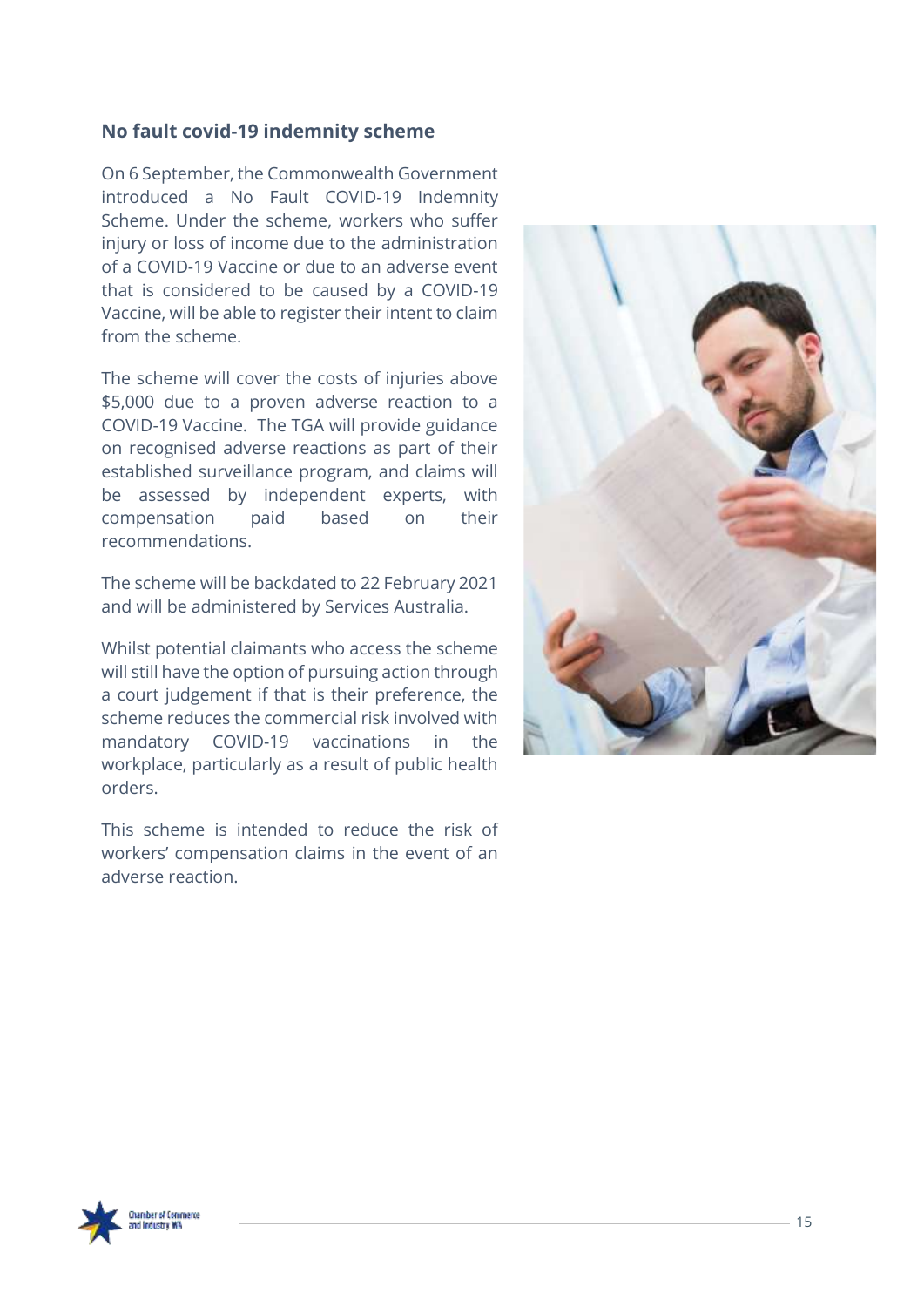### No fault covid-19 indemnity scheme

On 6 September, the Commonwealth Government introduced a No Fault COVID-19 Indemnity Scheme. Under the scheme, workers who suffer injury or loss of income due to the administration of a COVID-19 Vaccine or due to an adverse event that is considered to be caused by a COVID-19 Vaccine, will be able to register their intent to claim from the scheme.

The scheme will cover the costs of injuries above $5,000 due to a proven adverse reaction to a COVID-19 Vaccine. The TGA will provide guidance on recognised adverse reactions as part of their established surveillance program, and claims will be assessed by independent experts, with compensation paid based on their recommendations.

The scheme will be backdated to 22 February 2021 and will be administered by Services Australia.

Whilst potential claimants who access the scheme will still have the option of pursuing action through a court judgement if that is their preference, the scheme reduces the commercial risk involved with mandatory COVID-19 vaccinations in the workplace, particularly as a result of public health orders.

This scheme is intended to reduce the risk of workers' compensation claims in the event of an adverse reaction.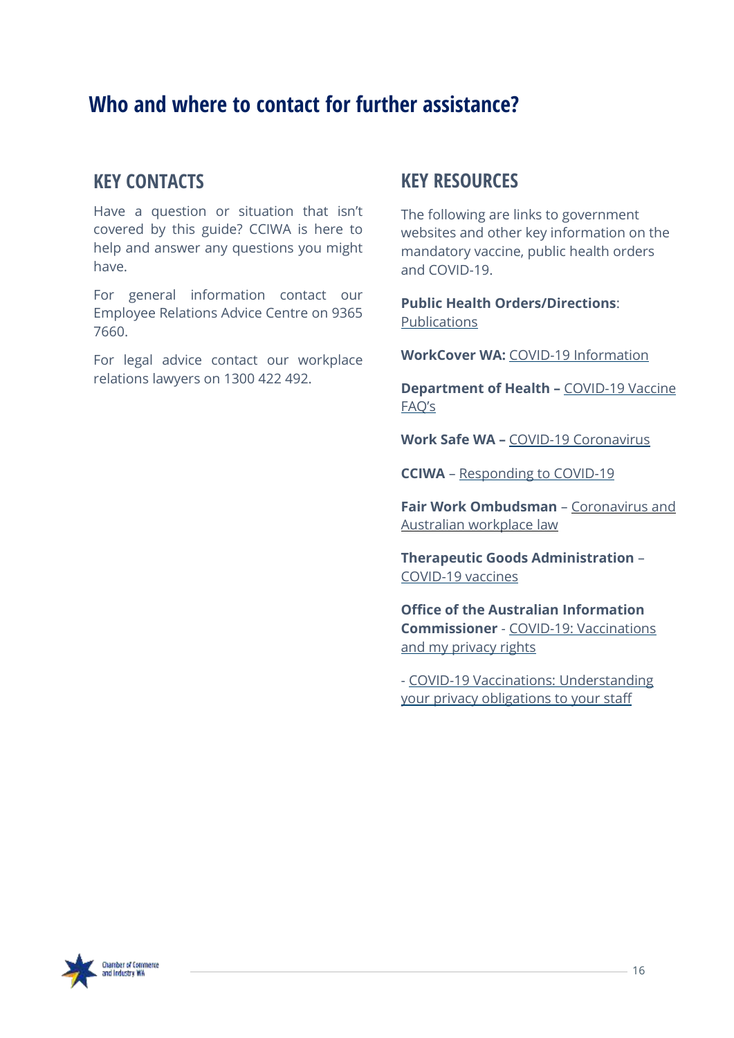## Who and where to contact for further assistance?

### KEY CONTACTS

Have a question or situation that isn't covered by this guide? CCIWA is here to help and answer any questions you might have.

For general information contact our Employee Relations Advice Centre on 9365 7660.

For legal advice contact our workplace relations lawyers on 1300 422 492.

### KEY RESOURCES

The following are links to government websites and other key information on the mandatory vaccine, public health orders and COVID-19.

**Public Health Orders/Directions**: Publications

**WorkCover WA:** COVID-19 Information

**Department of Health –** COVID-19 Vaccine FAQ's

**Work Safe WA –** COVID-19 Coronavirus

**CCIWA** – Responding to COVID-19

**Fair Work Ombudsman** – Coronavirus and Australian workplace law

**Therapeutic Goods Administration** – COVID-19 vaccines

**Office of the Australian Information Commissioner** - COVID-19: Vaccinations and my privacy rights

- COVID-19 Vaccinations: Understanding your privacy obligations to your staff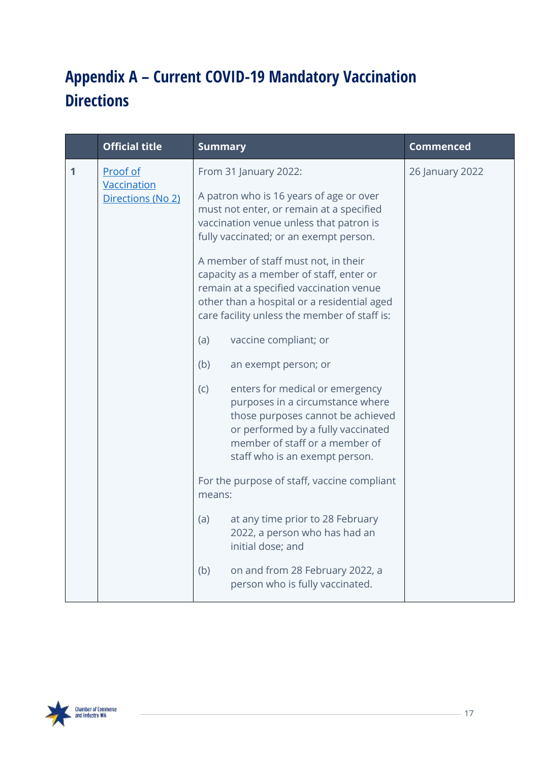# Appendix A – Current COVID-19 Mandatory Vaccination Directions

| | Official title | Summary | Commenced |
|---|---|---|---|
| 1 | Proof of Vaccination Directions (No 2) | From 31 January 2022:<br><br>A patron who is 16 years of age or over must not enter, or remain at a specified vaccination venue unless that patron is fully vaccinated; or an exempt person.<br><br>A member of staff must not, in their capacity as a member of staff, enter or remain at a specified vaccination venue other than a hospital or a residential aged care facility unless the member of staff is:<br><br>(a) vaccine compliant; or<br><br>(b) an exempt person; or<br><br>(c) enters for medical or emergency purposes in a circumstance where those purposes cannot be achieved or performed by a fully vaccinated member of staff or a member of staff who is an exempt person.<br><br>For the purpose of staff, vaccine compliant means:<br><br>(a) at any time prior to 28 February 2022, a person who has had an initial dose; and<br><br>(b) on and from 28 February 2022, a person who is fully vaccinated. | 26 January 2022 |